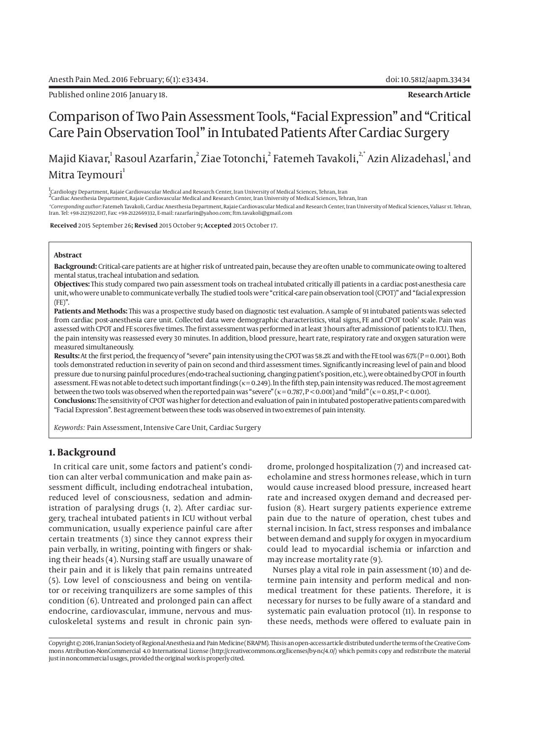Published online 2016 January 18.

**Research Article**

# Comparison of Two Pain Assessment Tools, "Facial Expression" and "Critical Care Pain Observation Tool" in Intubated Patients After Cardiac Surgery

Majid Kiavar,[1] Rasoul Azarfarin,[2] Ziae Totonchi,[2] Fatemeh Tavakoli,[2,*] Azin Alizadehasl,[1] and Mitra Teymouri[1]

[1]Cardiology Department, Rajaie Cardiovascular Medical and Research Center, Iran University of Medical Sciences, Tehran, Iran
[2]Cardiac Anesthesia Department, Rajaie Cardiovascular Medical and Research Center, Iran University of Medical Sciences, Tehran, Iran

*Corresponding author: Fatemeh Tavakoli, Cardiac Anesthesia Department, Rajaie Cardiovascular Medical and Research Center, Iran University of Medical Sciences, Valiasr st. Tehran, Iran. Tel: +98-2123922017, Fax: +98-2122669332, E-mail: razarfarin@yahoo.com; ftm.tavakoli@gmail.com

**Received** 2015 September 26; **Revised** 2015 October 9; **Accepted** 2015 October 17.

**Abstract**

**Background:** Critical-care patients are at higher risk of untreated pain, because they are often unable to communicate owing to altered mental status, tracheal intubation and sedation.

**Objectives:** This study compared two pain assessment tools on tracheal intubated critically ill patients in a cardiac post-anesthesia care unit, who were unable to communicate verbally. The studied tools were "critical-care pain observation tool (CPOT)" and "facial expression (FE)".

**Patients and Methods:** This was a prospective study based on diagnostic test evaluation. A sample of 91 intubated patients was selected from cardiac post-anesthesia care unit. Collected data were demographic characteristics, vital signs, FE and CPOT tools' scale. Pain was assessed with CPOT and FE scores five times. The first assessment was performed in at least 3 hours after admission of patients to ICU. Then, the pain intensity was reassessed every 30 minutes. In addition, blood pressure, heart rate, respiratory rate and oxygen saturation were measured simultaneously.

**Results:** At the first period, the frequency of "severe" pain intensity using the CPOT was 58.2% and with the FE tool was 67% ($P = 0.001$). Both tools demonstrated reduction in severity of pain on second and third assessment times. Significantly increasing level of pain and blood pressure due to nursing painful procedures (endo-tracheal suctioning, changing patient's position, etc.), were obtained by CPOT in fourth assessment. FE was not able to detect such important findings ($\kappa = 0.249$). In the fifth step, pain intensity was reduced. The most agreement between the two tools was observed when the reported pain was "severe" ($\kappa = 0.787$, $P < 0.001$) and "mild" ($\kappa = 0.851$, $P < 0.001$).

**Conclusions:** The sensitivity of CPOT was higher for detection and evaluation of pain in intubated postoperative patients compared with "Facial Expression". Best agreement between these tools was observed in two extremes of pain intensity.

*Keywords:* Pain Assessment, Intensive Care Unit, Cardiac Surgery

## 1. Background

In critical care unit, some factors and patient's condition can alter verbal communication and make pain assessment difficult, including endotracheal intubation, reduced level of consciousness, sedation and administration of paralysing drugs (1, 2). After cardiac surgery, tracheal intubated patients in ICU without verbal communication, usually experience painful care after certain treatments (3) since they cannot express their pain verbally, in writing, pointing with fingers or shaking their heads (4). Nursing staff are usually unaware of their pain and it is likely that pain remains untreated (5). Low level of consciousness and being on ventilator or receiving tranquilizers are some samples of this condition (6). Untreated and prolonged pain can affect endocrine, cardiovascular, immune, nervous and musculoskeletal systems and result in chronic pain syndrome, prolonged hospitalization (7) and increased catecholamine and stress hormones release, which in turn would cause increased blood pressure, increased heart rate and increased oxygen demand and decreased perfusion (8). Heart surgery patients experience extreme pain due to the nature of operation, chest tubes and sternal incision. In fact, stress responses and imbalance between demand and supply for oxygen in myocardium could lead to myocardial ischemia or infarction and may increase mortality rate (9).

Nurses play a vital role in pain assessment (10) and determine pain intensity and perform medical and non-medical treatment for these patients. Therefore, it is necessary for nurses to be fully aware of a standard and systematic pain evaluation protocol (11). In response to these needs, methods were offered to evaluate pain in

Copyright © 2016, Iranian Society of Regional Anesthesia and Pain Medicine (ISRAPM). This is an open-access article distributed under the terms of the Creative Commons Attribution-NonCommercial 4.0 International License (http://creativecommons.org/licenses/by-nc/4.0/) which permits copy and redistribute the material just in noncommercial usages, provided the original work is properly cited.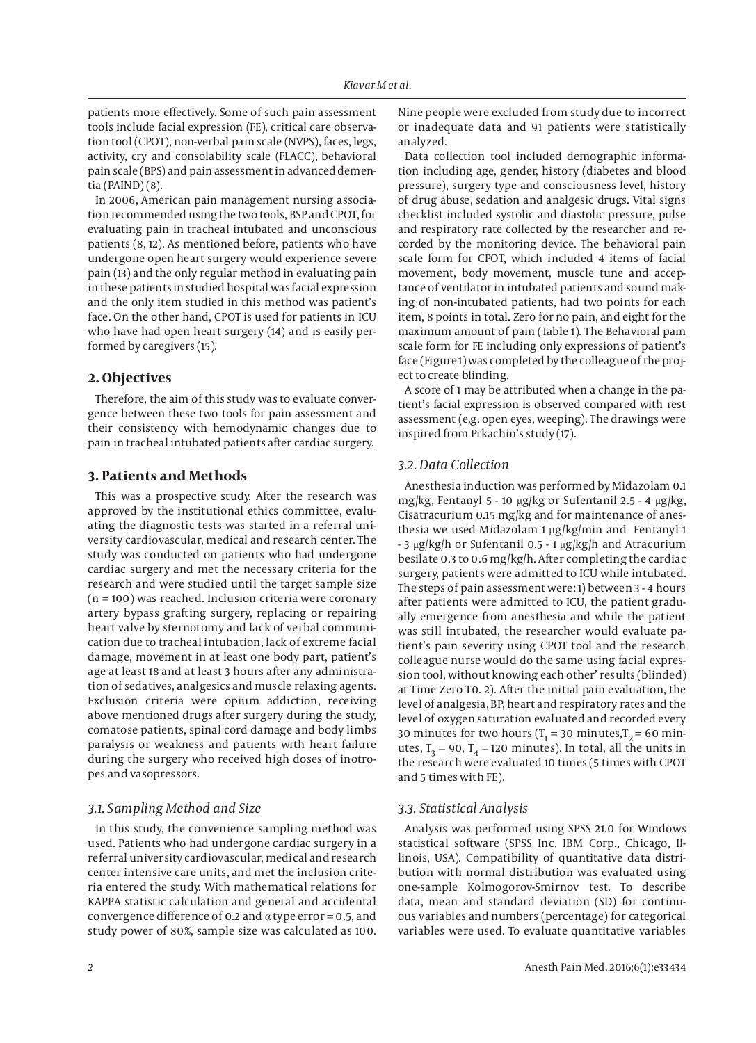patients more effectively. Some of such pain assessment tools include facial expression (FE), critical care observation tool (CPOT), non-verbal pain scale (NVPS), faces, legs, activity, cry and consolability scale (FLACC), behavioral pain scale (BPS) and pain assessment in advanced dementia (PAIND) (8).

In 2006, American pain management nursing association recommended using the two tools, BSP and CPOT, for evaluating pain in tracheal intubated and unconscious patients (8, 12). As mentioned before, patients who have undergone open heart surgery would experience severe pain (13) and the only regular method in evaluating pain in these patients in studied hospital was facial expression and the only item studied in this method was patient's face. On the other hand, CPOT is used for patients in ICU who have had open heart surgery (14) and is easily performed by caregivers (15).

## 2. Objectives

Therefore, the aim of this study was to evaluate convergence between these two tools for pain assessment and their consistency with hemodynamic changes due to pain in tracheal intubated patients after cardiac surgery.

## 3. Patients and Methods

This was a prospective study. After the research was approved by the institutional ethics committee, evaluating the diagnostic tests was started in a referral university cardiovascular, medical and research center. The study was conducted on patients who had undergone cardiac surgery and met the necessary criteria for the research and were studied until the target sample size (n = 100) was reached. Inclusion criteria were coronary artery bypass grafting surgery, replacing or repairing heart valve by sternotomy and lack of verbal communication due to tracheal intubation, lack of extreme facial damage, movement in at least one body part, patient's age at least 18 and at least 3 hours after any administration of sedatives, analgesics and muscle relaxing agents. Exclusion criteria were opium addiction, receiving above mentioned drugs after surgery during the study, comatose patients, spinal cord damage and body limbs paralysis or weakness and patients with heart failure during the surgery who received high doses of inotropes and vasopressors.

### 3.1. Sampling Method and Size

In this study, the convenience sampling method was used. Patients who had undergone cardiac surgery in a referral university cardiovascular, medical and research center intensive care units, and met the inclusion criteria entered the study. With mathematical relations for KAPPA statistic calculation and general and accidental convergence difference of 0.2 and α type error = 0.5, and study power of 80%, sample size was calculated as 100. Nine people were excluded from study due to incorrect or inadequate data and 91 patients were statistically analyzed.

Data collection tool included demographic information including age, gender, history (diabetes and blood pressure), surgery type and consciousness level, history of drug abuse, sedation and analgesic drugs. Vital signs checklist included systolic and diastolic pressure, pulse and respiratory rate collected by the researcher and recorded by the monitoring device. The behavioral pain scale form for CPOT, which included 4 items of facial movement, body movement, muscle tune and acceptance of ventilator in intubated patients and sound making of non-intubated patients, had two points for each item, 8 points in total. Zero for no pain, and eight for the maximum amount of pain (Table 1). The Behavioral pain scale form for FE including only expressions of patient's face (Figure 1) was completed by the colleague of the project to create blinding.

A score of 1 may be attributed when a change in the patient's facial expression is observed compared with rest assessment (e.g. open eyes, weeping). The drawings were inspired from Prkachin's study (17).

### 3.2. Data Collection

Anesthesia induction was performed by Midazolam 0.1 mg/kg, Fentanyl 5 - 10 μg/kg or Sufentanil 2.5 - 4 μg/kg, Cisatracurium 0.15 mg/kg and for maintenance of anesthesia we used Midazolam 1 μg/kg/min and Fentanyl 1 - 3 μg/kg/h or Sufentanil 0.5 - 1 μg/kg/h and Atracurium besilate 0.3 to 0.6 mg/kg/h. After completing the cardiac surgery, patients were admitted to ICU while intubated. The steps of pain assessment were: 1) between 3 - 4 hours after patients were admitted to ICU, the patient gradually emergence from anesthesia and while the patient was still intubated, the researcher would evaluate patient's pain severity using CPOT tool and the research colleague nurse would do the same using facial expression tool, without knowing each other' results (blinded) at Time Zero T0. 2). After the initial pain evaluation, the level of analgesia, BP, heart and respiratory rates and the level of oxygen saturation evaluated and recorded every 30 minutes for two hours ($T_1$ = 30 minutes, $T_2$ = 60 minutes, $T_3$ = 90, $T_4$ = 120 minutes). In total, all the units in the research were evaluated 10 times (5 times with CPOT and 5 times with FE).

### 3.3. Statistical Analysis

Analysis was performed using SPSS 21.0 for Windows statistical software (SPSS Inc. IBM Corp., Chicago, Illinois, USA). Compatibility of quantitative data distribution with normal distribution was evaluated using one-sample Kolmogorov-Smirnov test. To describe data, mean and standard deviation (SD) for continuous variables and numbers (percentage) for categorical variables were used. To evaluate quantitative variables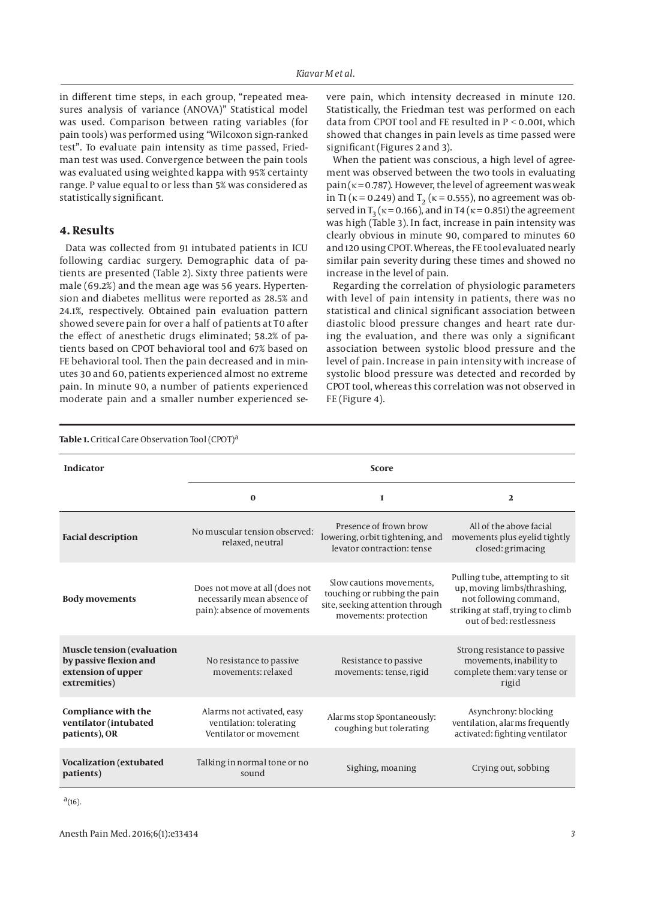in different time steps, in each group, "repeated measures analysis of variance (ANOVA)" Statistical model was used. Comparison between rating variables (for pain tools) was performed using "Wilcoxon sign-ranked test". To evaluate pain intensity as time passed, Friedman test was used. Convergence between the pain tools was evaluated using weighted kappa with 95% certainty range. P value equal to or less than 5% was considered as statistically significant.

## 4. Results

Data was collected from 91 intubated patients in ICU following cardiac surgery. Demographic data of patients are presented (Table 2). Sixty three patients were male (69.2%) and the mean age was 56 years. Hypertension and diabetes mellitus were reported as 28.5% and 24.1%, respectively. Obtained pain evaluation pattern showed severe pain for over a half of patients at T0 after the effect of anesthetic drugs eliminated; 58.2% of patients based on CPOT behavioral tool and 67% based on FE behavioral tool. Then the pain decreased and in minutes 30 and 60, patients experienced almost no extreme pain. In minute 90, a number of patients experienced moderate pain and a smaller number experienced severe pain, which intensity decreased in minute 120. Statistically, the Friedman test was performed on each data from CPOT tool and FE resulted in $P < 0.001$, which showed that changes in pain levels as time passed were significant (Figures 2 and 3).

When the patient was conscious, a high level of agreement was observed between the two tools in evaluating pain ($\kappa = 0.787$). However, the level of agreement was weak in T1 ($\kappa = 0.249$) and $T_2$ ($\kappa = 0.555$), no agreement was observed in $T_3$ ($\kappa = 0.166$), and in T4 ($\kappa = 0.851$) the agreement was high (Table 3). In fact, increase in pain intensity was clearly obvious in minute 90, compared to minutes 60 and 120 using CPOT. Whereas, the FE tool evaluated nearly similar pain severity during these times and showed no increase in the level of pain.

Regarding the correlation of physiologic parameters with level of pain intensity in patients, there was no statistical and clinical significant association between diastolic blood pressure changes and heart rate during the evaluation, and there was only a significant association between systolic blood pressure and the level of pain. Increase in pain intensity with increase of systolic blood pressure was detected and recorded by CPOT tool, whereas this correlation was not observed in FE (Figure 4).

**Table 1.** Critical Care Observation Tool (CPOT)[a]

| Indicator | Score | | |
|---|---|---|---|
| | 0 | 1 | 2 |
| **Facial description** | No muscular tension observed: relaxed, neutral | Presence of frown brow lowering, orbit tightening, and levator contraction: tense | All of the above facial movements plus eyelid tightly closed: grimacing |
| **Body movements** | Does not move at all (does not necessarily mean absence of pain): absence of movements | Slow cautions movements, touching or rubbing the pain site, seeking attention through movements: protection | Pulling tube, attempting to sit up, moving limbs/thrashing, not following command, striking at staff, trying to climb out of bed: restlessness |
| **Muscle tension (evaluation by passive flexion and extension of upper extremities)** | No resistance to passive movements: relaxed | Resistance to passive movements: tense, rigid | Strong resistance to passive movements, inability to complete them: vary tense or rigid |
| **Compliance with the ventilator (intubated patients), OR** | Alarms not activated, easy ventilation: tolerating Ventilator or movement | Alarms stop Spontaneously: coughing but tolerating | Asynchrony: blocking ventilation, alarms frequently activated: fighting ventilator |
| **Vocalization (extubated patients)** | Talking in normal tone or no sound | Sighing, moaning | Crying out, sobbing |

[a] (16).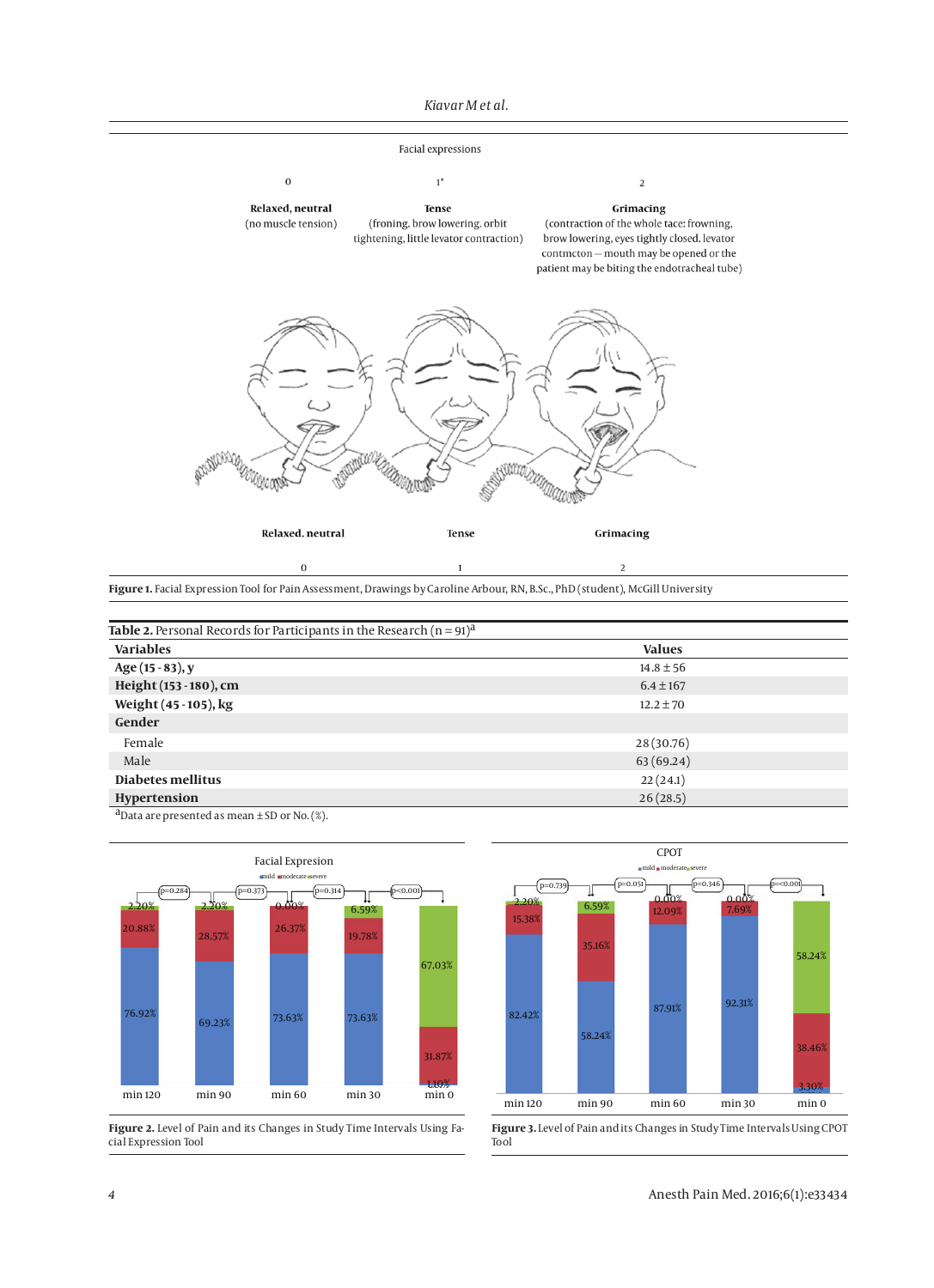Facial expressions

| 0 | 1* | 2 |
|---|---|---|
| **Relaxed, neutral** (no muscle tension) | **Tense** (froning. brow lowering. orbit tightening, little levator contraction) | **Grimacing** (contraction of the whole tace: frowning, brow lowering, eyes tightly closed. levator contmcton – mouth may be opened or the patient may be biting the endotracheal tube) |

**Relaxed. neutral** 0 &nbsp;&nbsp; **Tense** 1 &nbsp;&nbsp; **Grimacing** 2

**Figure 1.** Facial Expression Tool for Pain Assessment, Drawings by Caroline Arbour, RN, B.Sc., PhD (student), McGill University

**Table 2.** Personal Records for Participants in the Research (n = 91)[a]

| Variables | Values |
|---|---|
| **Age (15 - 83), y** | 14.8 ± 56 |
| **Height (153 - 180), cm** | 6.4 ± 167 |
| **Weight (45 - 105), kg** | 12.2 ± 70 |
| **Gender** | |
| Female | 28 (30.76) |
| Male | 63 (69.24) |
| **Diabetes mellitus** | 22 (24.1) |
| **Hypertension** | 26 (28.5) |

[a]Data are presented as mean ± SD or No. (%).

Facial Expresion

| | min 120 | min 90 | min 60 | min 30 | min 0 |
|---|---|---|---|---|---|
| mild | 76.92% | 69.23% | 73.63% | 73.63% | 1.10% |
| moderate | 20.88% | 28.57% | 26.37% | 19.78% | 31.87% |
| severe | 2.20% | 2.20% | 0.00% | 6.59% | 67.03% |

p=0.284, p=0.373, p=0.314, p<0.001

**Figure 2.** Level of Pain and its Changes in Study Time Intervals Using Facial Expression Tool

CPOT

| | min 120 | min 90 | min 60 | min 30 | min 0 |
|---|---|---|---|---|---|
| mild | 82.42% | 58.24% | 87.91% | 92.31% | 3.30% |
| moderate | 15.38% | 35.16% | 12.09% | 7.69% | 38.46% |
| severe | 2.20% | 6.59% | 0.00% | 0.00% | 58.24% |

p=0.739, p=0.051, p=0.346, p=<0.001

**Figure 3.** Level of Pain and its Changes in Study Time Intervals Using CPOT Tool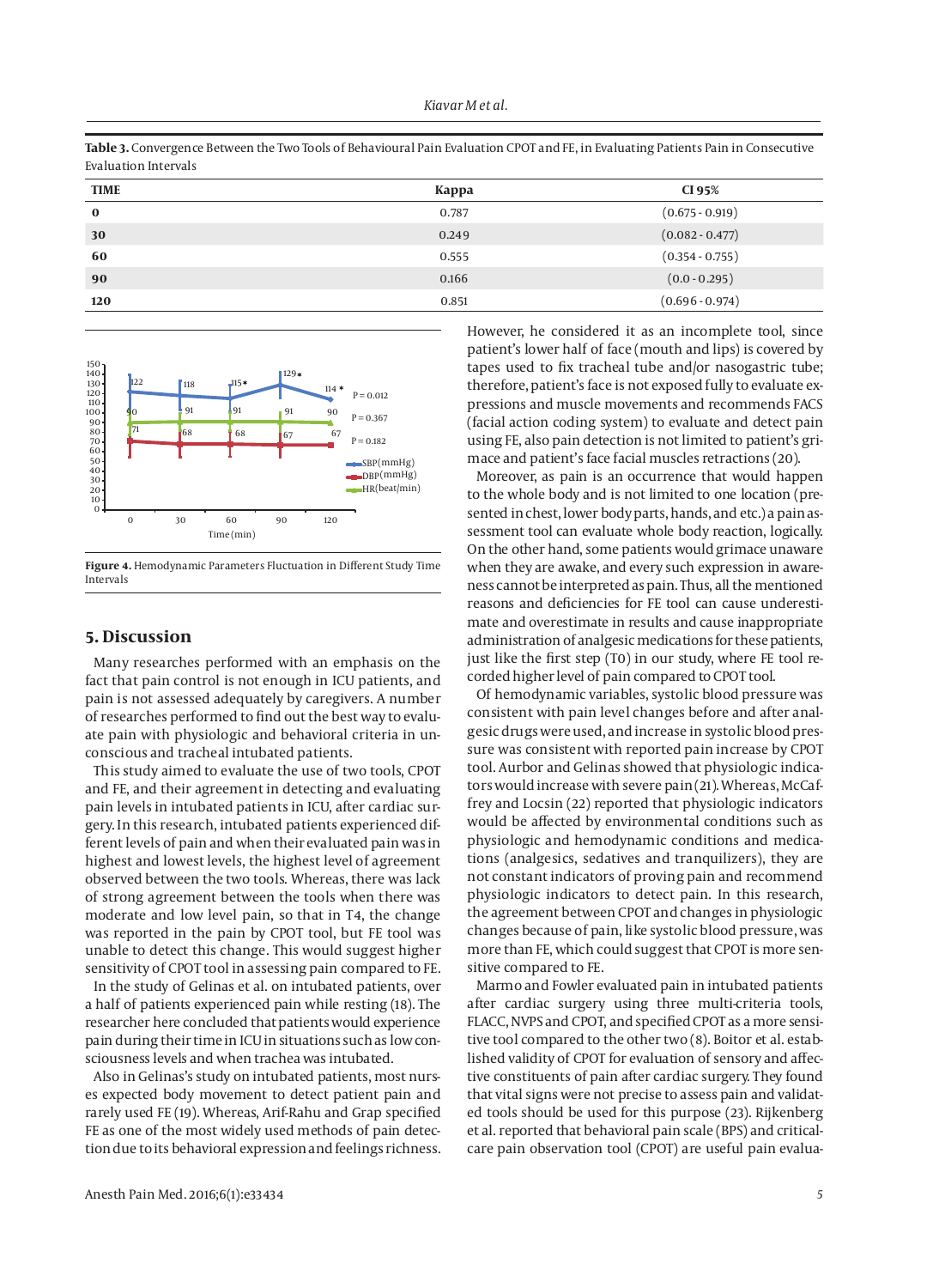**Table 3.** Convergence Between the Two Tools of Behavioural Pain Evaluation CPOT and FE, in Evaluating Patients Pain in Consecutive Evaluation Intervals

| TIME | Kappa | CI 95% |
|---|---|---|
| **0** | 0.787 | (0.675 - 0.919) |
| **30** | 0.249 | (0.082 - 0.477) |
| **60** | 0.555 | (0.354 - 0.755) |
| **90** | 0.166 | (0.0 - 0.295) |
| **120** | 0.851 | (0.696 - 0.974) |

**Figure 4.** Hemodynamic Parameters Fluctuation in Different Study Time Intervals

## 5. Discussion

Many researches performed with an emphasis on the fact that pain control is not enough in ICU patients, and pain is not assessed adequately by caregivers. A number of researches performed to find out the best way to evaluate pain with physiologic and behavioral criteria in unconscious and tracheal intubated patients.

This study aimed to evaluate the use of two tools, CPOT and FE, and their agreement in detecting and evaluating pain levels in intubated patients in ICU, after cardiac surgery. In this research, intubated patients experienced different levels of pain and when their evaluated pain was in highest and lowest levels, the highest level of agreement observed between the two tools. Whereas, there was lack of strong agreement between the tools when there was moderate and low level pain, so that in T4, the change was reported in the pain by CPOT tool, but FE tool was unable to detect this change. This would suggest higher sensitivity of CPOT tool in assessing pain compared to FE.

In the study of Gelinas et al. on intubated patients, over a half of patients experienced pain while resting (18). The researcher here concluded that patients would experience pain during their time in ICU in situations such as low consciousness levels and when trachea was intubated.

Also in Gelinas's study on intubated patients, most nurses expected body movement to detect patient pain and rarely used FE (19). Whereas, Arif-Rahu and Grap specified FE as one of the most widely used methods of pain detection due to its behavioral expression and feelings richness. However, he considered it as an incomplete tool, since patient's lower half of face (mouth and lips) is covered by tapes used to fix tracheal tube and/or nasogastric tube; therefore, patient's face is not exposed fully to evaluate expressions and muscle movements and recommends FACS (facial action coding system) to evaluate and detect pain using FE, also pain detection is not limited to patient's grimace and patient's face facial muscles retractions (20).

Moreover, as pain is an occurrence that would happen to the whole body and is not limited to one location (presented in chest, lower body parts, hands, and etc.) a pain assessment tool can evaluate whole body reaction, logically. On the other hand, some patients would grimace unaware when they are awake, and every such expression in awareness cannot be interpreted as pain. Thus, all the mentioned reasons and deficiencies for FE tool can cause underestimate and overestimate in results and cause inappropriate administration of analgesic medications for these patients, just like the first step (T0) in our study, where FE tool recorded higher level of pain compared to CPOT tool.

Of hemodynamic variables, systolic blood pressure was consistent with pain level changes before and after analgesic drugs were used, and increase in systolic blood pressure was consistent with reported pain increase by CPOT tool. Aurbor and Gelinas showed that physiologic indicators would increase with severe pain (21). Whereas, McCaffrey and Locsin (22) reported that physiologic indicators would be affected by environmental conditions such as physiologic and hemodynamic conditions and medications (analgesics, sedatives and tranquilizers), they are not constant indicators of proving pain and recommend physiologic indicators to detect pain. In this research, the agreement between CPOT and changes in physiologic changes because of pain, like systolic blood pressure, was more than FE, which could suggest that CPOT is more sensitive compared to FE.

Marmo and Fowler evaluated pain in intubated patients after cardiac surgery using three multi-criteria tools, FLACC, NVPS and CPOT, and specified CPOT as a more sensitive tool compared to the other two (8). Boitor et al. established validity of CPOT for evaluation of sensory and affective constituents of pain after cardiac surgery. They found that vital signs were not precise to assess pain and validated tools should be used for this purpose (23). Rijkenberg et al. reported that behavioral pain scale (BPS) and critical-care pain observation tool (CPOT) are useful pain evalua-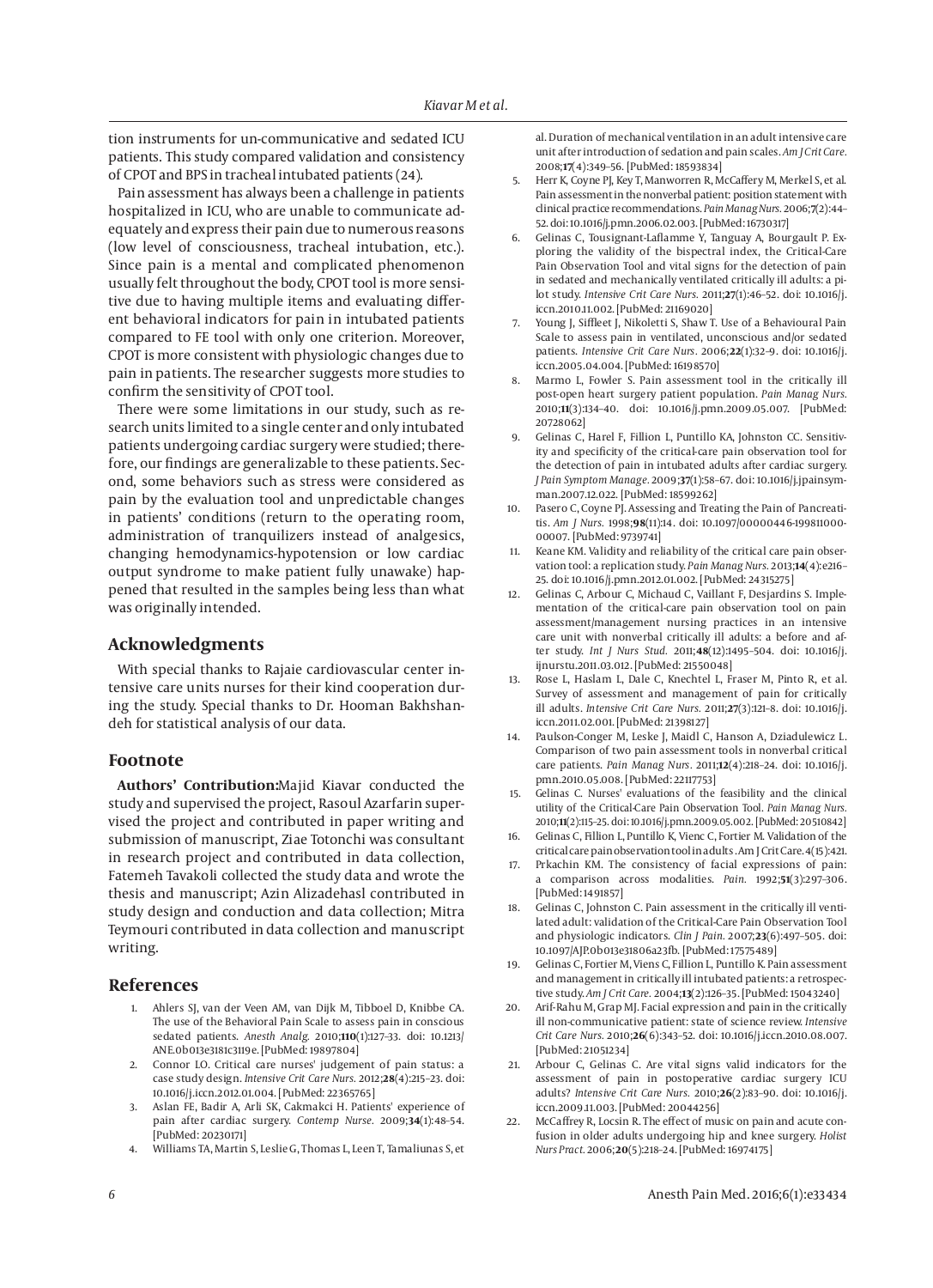tion instruments for un-communicative and sedated ICU patients. This study compared validation and consistency of CPOT and BPS in tracheal intubated patients (24).

Pain assessment has always been a challenge in patients hospitalized in ICU, who are unable to communicate adequately and express their pain due to numerous reasons (low level of consciousness, tracheal intubation, etc.). Since pain is a mental and complicated phenomenon usually felt throughout the body, CPOT tool is more sensitive due to having multiple items and evaluating different behavioral indicators for pain in intubated patients compared to FE tool with only one criterion. Moreover, CPOT is more consistent with physiologic changes due to pain in patients. The researcher suggests more studies to confirm the sensitivity of CPOT tool.

There were some limitations in our study, such as research units limited to a single center and only intubated patients undergoing cardiac surgery were studied; therefore, our findings are generalizable to these patients. Second, some behaviors such as stress were considered as pain by the evaluation tool and unpredictable changes in patients' conditions (return to the operating room, administration of tranquilizers instead of analgesics, changing hemodynamics-hypotension or low cardiac output syndrome to make patient fully unawake) happened that resulted in the samples being less than what was originally intended.

## Acknowledgments

With special thanks to Rajaie cardiovascular center intensive care units nurses for their kind cooperation during the study. Special thanks to Dr. Hooman Bakhshandeh for statistical analysis of our data.

## Footnote

**Authors' Contribution:** Majid Kiavar conducted the study and supervised the project, Rasoul Azarfarin supervised the project and contributed in paper writing and submission of manuscript, Ziae Totonchi was consultant in research project and contributed in data collection, Fatemeh Tavakoli collected the study data and wrote the thesis and manuscript; Azin Alizadehasl contributed in study design and conduction and data collection; Mitra Teymouri contributed in data collection and manuscript writing.

## References

1. Ahlers SJ, van der Veen AM, van Dijk M, Tibboel D, Knibbe CA. The use of the Behavioral Pain Scale to assess pain in conscious sedated patients. *Anesth Analg.* 2010;**110**(1):127–33. doi: 10.1213/ANE.0b013e3181c3119e. [PubMed: 19897804]
2. Connor LO. Critical care nurses' judgement of pain status: a case study design. *Intensive Crit Care Nurs.* 2012;**28**(4):215–23. doi: 10.1016/j.iccn.2012.01.004. [PubMed: 22365765]
3. Aslan FE, Badir A, Arli SK, Cakmakci H. Patients' experience of pain after cardiac surgery. *Contemp Nurse.* 2009;**34**(1):48–54. [PubMed: 20230171]
4. Williams TA, Martin S, Leslie G, Thomas L, Leen T, Tamaliunas S, et al. Duration of mechanical ventilation in an adult intensive care unit after introduction of sedation and pain scales. *Am J Crit Care.* 2008;**17**(4):349–56. [PubMed: 18593834]
5. Herr K, Coyne PJ, Key T, Manworren R, McCaffery M, Merkel S, et al. Pain assessment in the nonverbal patient: position statement with clinical practice recommendations. *Pain Manag Nurs.* 2006;**7**(2):44–52. doi: 10.1016/j.pmn.2006.02.003. [PubMed: 16730317]
6. Gelinas C, Tousignant-Laflamme Y, Tanguay A, Bourgault P. Exploring the validity of the bispectral index, the Critical-Care Pain Observation Tool and vital signs for the detection of pain in sedated and mechanically ventilated critically ill adults: a pilot study. *Intensive Crit Care Nurs.* 2011;**27**(1):46–52. doi: 10.1016/j.iccn.2010.11.002. [PubMed: 21169020]
7. Young J, Siffleet J, Nikoletti S, Shaw T. Use of a Behavioural Pain Scale to assess pain in ventilated, unconscious and/or sedated patients. *Intensive Crit Care Nurs.* 2006;**22**(1):32–9. doi: 10.1016/j.iccn.2005.04.004. [PubMed: 16198570]
8. Marmo L, Fowler S. Pain assessment tool in the critically ill post-open heart surgery patient population. *Pain Manag Nurs.* 2010;**11**(3):134–40. doi: 10.1016/j.pmn.2009.05.007. [PubMed: 20728062]
9. Gelinas C, Harel F, Fillion L, Puntillo KA, Johnston CC. Sensitivity and specificity of the critical-care pain observation tool for the detection of pain in intubated adults after cardiac surgery. *J Pain Symptom Manage.* 2009;**37**(1):58–67. doi: 10.1016/j.jpainsymman.2007.12.022. [PubMed: 18599262]
10. Pasero C, Coyne PJ. Assessing and Treating the Pain of Pancreatitis. *Am J Nurs.* 1998;**98**(11):14. doi: 10.1097/00000446-199811000-00007. [PubMed: 9739741]
11. Keane KM. Validity and reliability of the critical care pain observation tool: a replication study. *Pain Manag Nurs.* 2013;**14**(4):e216–25. doi: 10.1016/j.pmn.2012.01.002. [PubMed: 24315275]
12. Gelinas C, Arbour C, Michaud C, Vaillant F, Desjardins S. Implementation of the critical-care pain observation tool on pain assessment/management nursing practices in an intensive care unit with nonverbal critically ill adults: a before and after study. *Int J Nurs Stud.* 2011;**48**(12):1495–504. doi: 10.1016/j.ijnurstu.2011.03.012. [PubMed: 21550048]
13. Rose L, Haslam L, Dale C, Knechtel L, Fraser M, Pinto R, et al. Survey of assessment and management of pain for critically ill adults. *Intensive Crit Care Nurs.* 2011;**27**(3):121–8. doi: 10.1016/j.iccn.2011.02.001. [PubMed: 21398127]
14. Paulson-Conger M, Leske J, Maidl C, Hanson A, Dziadulewicz L. Comparison of two pain assessment tools in nonverbal critical care patients. *Pain Manag Nurs.* 2011;**12**(4):218–24. doi: 10.1016/j.pmn.2010.05.008. [PubMed: 22117753]
15. Gelinas C. Nurses' evaluations of the feasibility and the clinical utility of the Critical-Care Pain Observation Tool. *Pain Manag Nurs.* 2010;**11**(2):115–25. doi: 10.1016/j.pmn.2009.05.002. [PubMed: 20510842]
16. Gelinas C, Fillion L, Puntillo K, Vienc C, Fortier M. Validation of the critical care pain observation tool in adults. Am J Crit Care. 4(15):421.
17. Prkachin KM. The consistency of facial expressions of pain: a comparison across modalities. *Pain.* 1992;**51**(3):297–306. [PubMed: 1491857]
18. Gelinas C, Johnston C. Pain assessment in the critically ill ventilated adult: validation of the Critical-Care Pain Observation Tool and physiologic indicators. *Clin J Pain.* 2007;**23**(6):497–505. doi: 10.1097/AJP.0b013e31806a23fb. [PubMed: 17575489]
19. Gelinas C, Fortier M, Viens C, Fillion L, Puntillo K. Pain assessment and management in critically ill intubated patients: a retrospective study. *Am J Crit Care.* 2004;**13**(2):126–35. [PubMed: 15043240]
20. Arif-Rahu M, Grap MJ. Facial expression and pain in the critically ill non-communicative patient: state of science review. *Intensive Crit Care Nurs.* 2010;**26**(6):343–52. doi: 10.1016/j.iccn.2010.08.007. [PubMed: 21051234]
21. Arbour C, Gelinas C. Are vital signs valid indicators for the assessment of pain in postoperative cardiac surgery ICU adults? *Intensive Crit Care Nurs.* 2010;**26**(2):83–90. doi: 10.1016/j.iccn.2009.11.003. [PubMed: 20044256]
22. McCaffrey R, Locsin R. The effect of music on pain and acute confusion in older adults undergoing hip and knee surgery. *Holist Nurs Pract.* 2006;**20**(5):218–24. [PubMed: 16974175]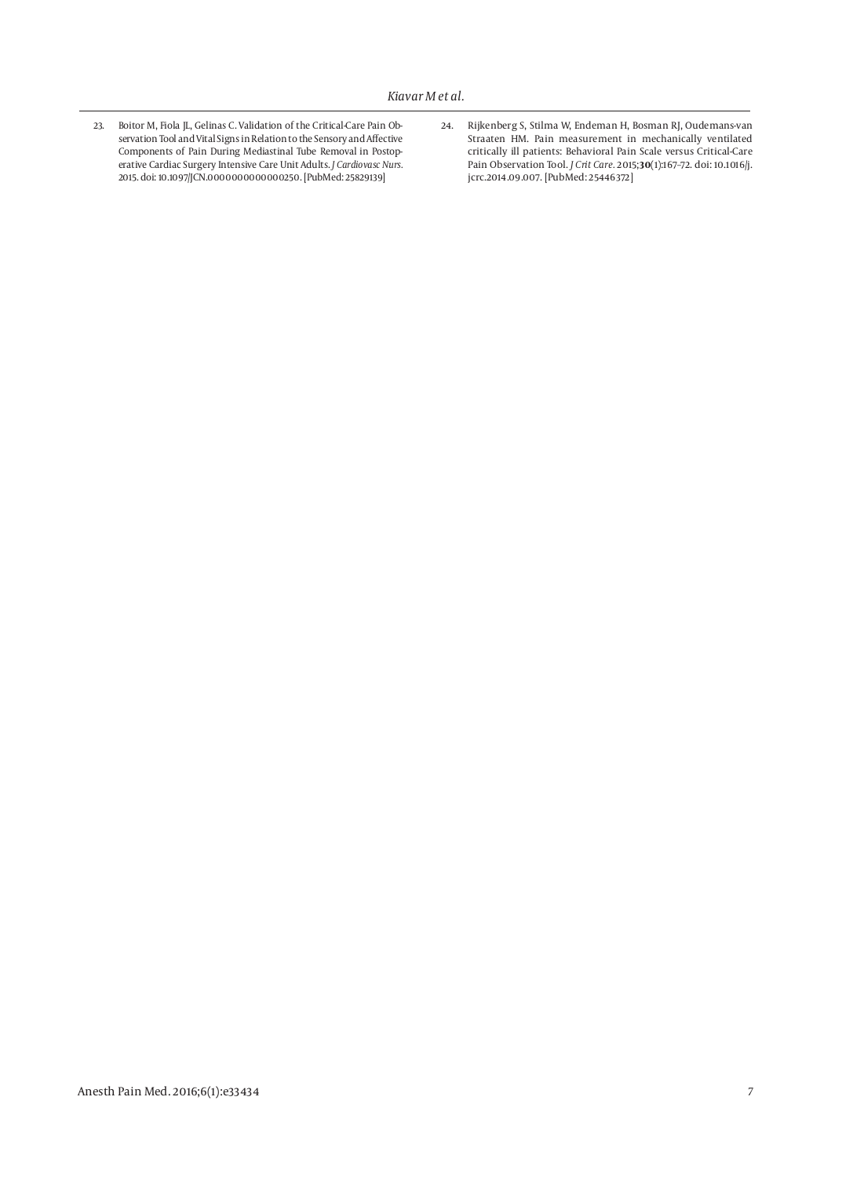23. Boitor M, Fiola JL, Gelinas C. Validation of the Critical-Care Pain Observation Tool and Vital Signs in Relation to the Sensory and Affective Components of Pain During Mediastinal Tube Removal in Postoperative Cardiac Surgery Intensive Care Unit Adults. *J Cardiovasc Nurs*. 2015. doi: 10.1097/JCN.0000000000000250. [PubMed: 25829139]

24. Rijkenberg S, Stilma W, Endeman H, Bosman RJ, Oudemans-van Straaten HM. Pain measurement in mechanically ventilated critically ill patients: Behavioral Pain Scale versus Critical-Care Pain Observation Tool. *J Crit Care*. 2015;**30**(1):167–72. doi: 10.1016/j.jcrc.2014.09.007. [PubMed: 25446372]